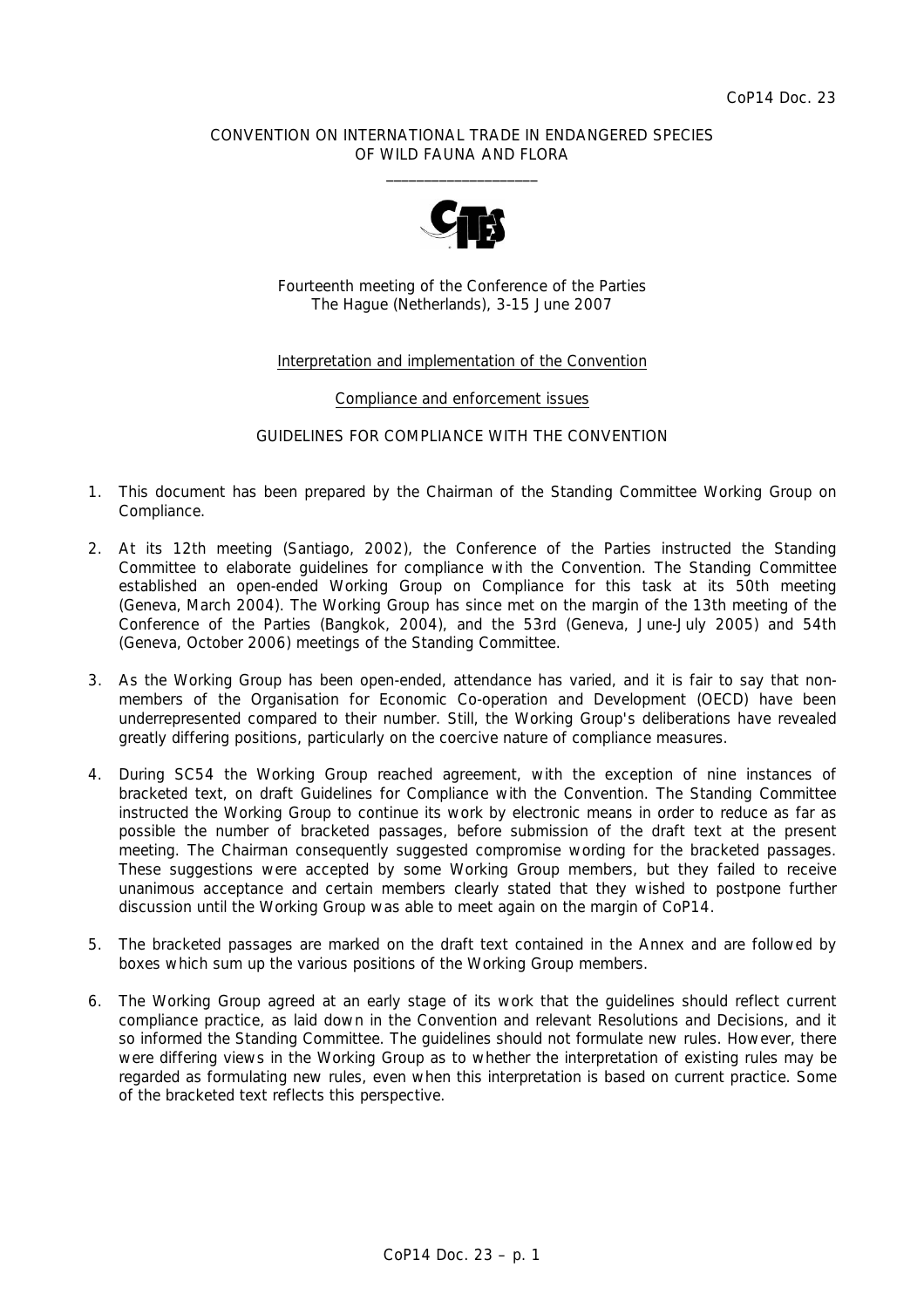CoP14 Doc. 23

CONVENTION ON INTERNATIONAL TRADE IN ENDANGERED SPECIES OF WILD FAUNA AND FLORA

\_\_\_\_\_\_\_\_\_\_\_\_\_\_\_\_\_\_\_\_

Fourteenth meeting of the Conference of the Parties
The Hague (Netherlands), 3-15 June 2007

Interpretation and implementation of the Convention

Compliance and enforcement issues

GUIDELINES FOR COMPLIANCE WITH THE CONVENTION

1. This document has been prepared by the Chairman of the Standing Committee Working Group on Compliance.

2. At its 12th meeting (Santiago, 2002), the Conference of the Parties instructed the Standing Committee to elaborate guidelines for compliance with the Convention. The Standing Committee established an open-ended Working Group on Compliance for this task at its 50th meeting (Geneva, March 2004). The Working Group has since met on the margin of the 13th meeting of the Conference of the Parties (Bangkok, 2004), and the 53rd (Geneva, June-July 2005) and 54th (Geneva, October 2006) meetings of the Standing Committee.

3. As the Working Group has been open-ended, attendance has varied, and it is fair to say that non-members of the Organisation for Economic Co-operation and Development (OECD) have been underrepresented compared to their number. Still, the Working Group's deliberations have revealed greatly differing positions, particularly on the coercive nature of compliance measures.

4. During SC54 the Working Group reached agreement, with the exception of nine instances of bracketed text, on draft Guidelines for Compliance with the Convention. The Standing Committee instructed the Working Group to continue its work by electronic means in order to reduce as far as possible the number of bracketed passages, before submission of the draft text at the present meeting. The Chairman consequently suggested compromise wording for the bracketed passages. These suggestions were accepted by some Working Group members, but they failed to receive unanimous acceptance and certain members clearly stated that they wished to postpone further discussion until the Working Group was able to meet again on the margin of CoP14.

5. The bracketed passages are marked on the draft text contained in the Annex and are followed by boxes which sum up the various positions of the Working Group members.

6. The Working Group agreed at an early stage of its work that the guidelines should reflect current compliance practice, as laid down in the Convention and relevant Resolutions and Decisions, and it so informed the Standing Committee. The guidelines should not formulate new rules. However, there were differing views in the Working Group as to whether the interpretation of existing rules may be regarded as formulating new rules, even when this interpretation is based on current practice. Some of the bracketed text reflects this perspective.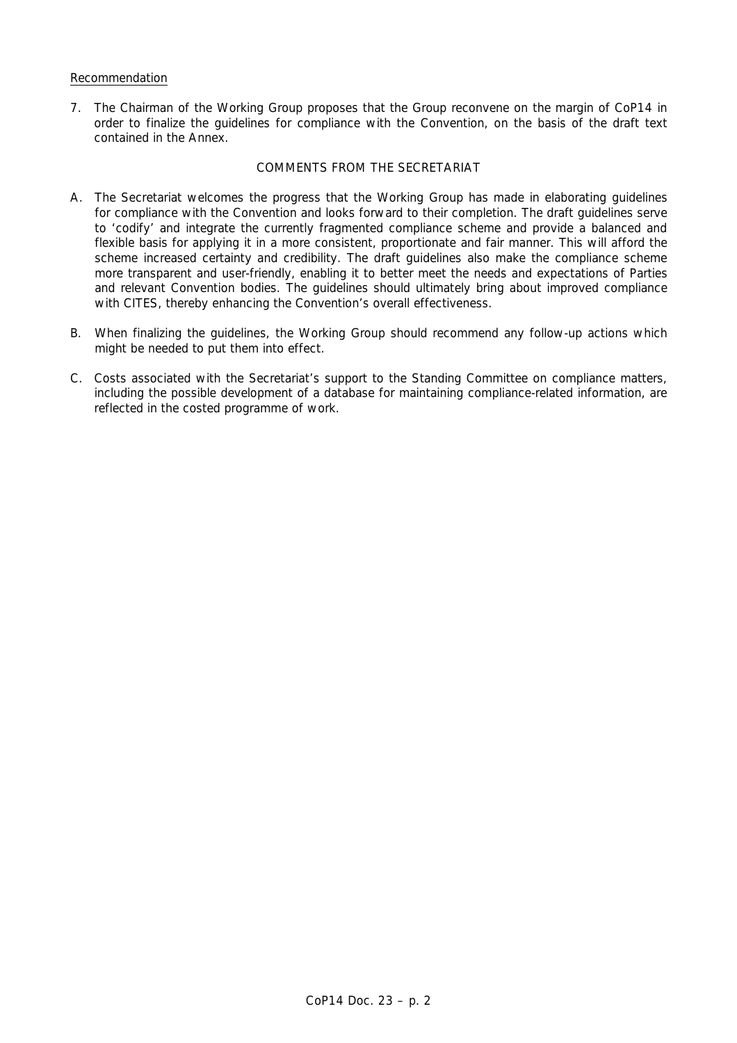Recommendation

7. The Chairman of the Working Group proposes that the Group reconvene on the margin of CoP14 in order to finalize the guidelines for compliance with the Convention, on the basis of the draft text contained in the Annex.

COMMENTS FROM THE SECRETARIAT

A. The Secretariat welcomes the progress that the Working Group has made in elaborating guidelines for compliance with the Convention and looks forward to their completion. The draft guidelines serve to 'codify' and integrate the currently fragmented compliance scheme and provide a balanced and flexible basis for applying it in a more consistent, proportionate and fair manner. This will afford the scheme increased certainty and credibility. The draft guidelines also make the compliance scheme more transparent and user-friendly, enabling it to better meet the needs and expectations of Parties and relevant Convention bodies. The guidelines should ultimately bring about improved compliance with CITES, thereby enhancing the Convention's overall effectiveness.

B. When finalizing the guidelines, the Working Group should recommend any follow-up actions which might be needed to put them into effect.

C. Costs associated with the Secretariat's support to the Standing Committee on compliance matters, including the possible development of a database for maintaining compliance-related information, are reflected in the costed programme of work.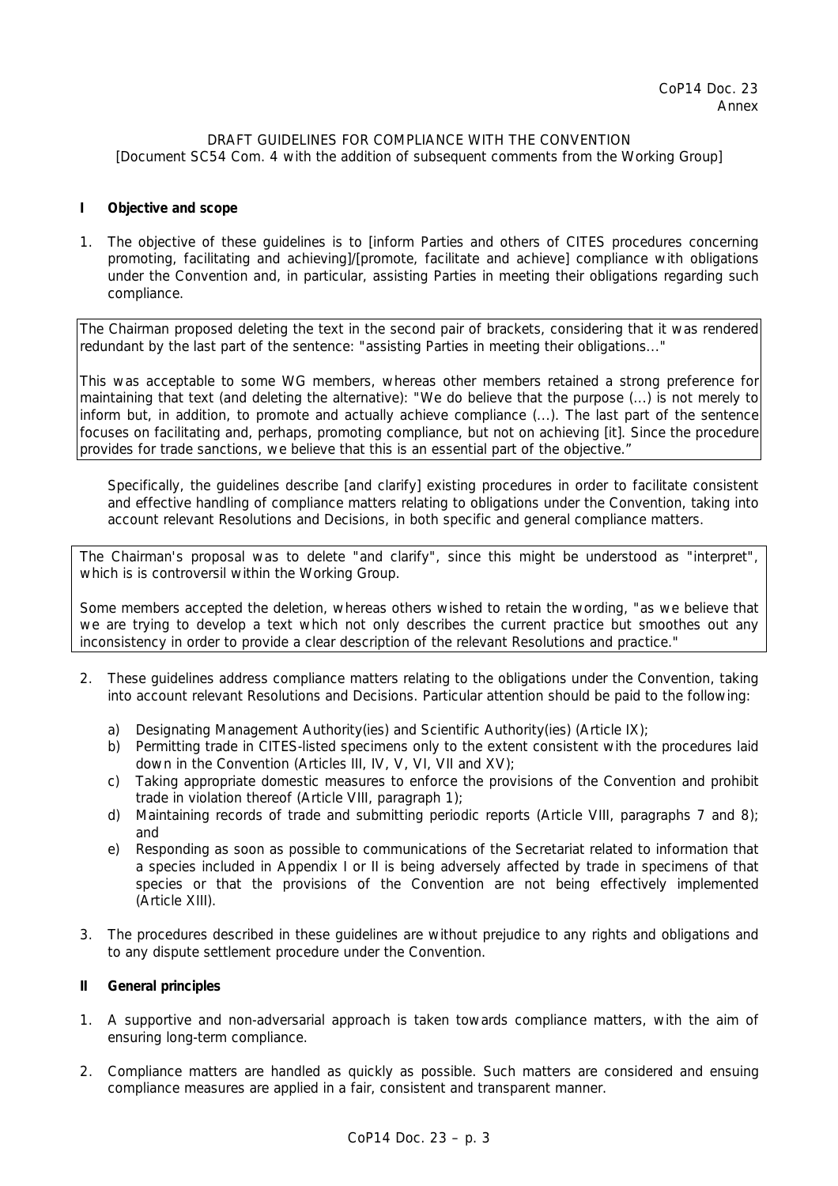CoP14 Doc. 23
Annex

DRAFT GUIDELINES FOR COMPLIANCE WITH THE CONVENTION
[Document SC54 Com. 4 with the addition of subsequent comments from the Working Group]

**I Objective and scope**

1. The objective of these guidelines is to [inform Parties and others of CITES procedures concerning promoting, facilitating and achieving]/[promote, facilitate and achieve] compliance with obligations under the Convention and, in particular, assisting Parties in meeting their obligations regarding such compliance.

> The Chairman proposed deleting the text in the second pair of brackets, considering that it was rendered redundant by the last part of the sentence: "assisting Parties in meeting their obligations..."
>
> This was acceptable to some WG members, whereas other members retained a strong preference for maintaining that text (and deleting the alternative): "We do believe that the purpose (...) is not merely to inform but, in addition, to promote and actually achieve compliance (...). The last part of the sentence focuses on facilitating and, perhaps, promoting compliance, but not on achieving [it]. Since the procedure provides for trade sanctions, we believe that this is an essential part of the objective."

Specifically, the guidelines describe [and clarify] existing procedures in order to facilitate consistent and effective handling of compliance matters relating to obligations under the Convention, taking into account relevant Resolutions and Decisions, in both specific and general compliance matters.

> The Chairman's proposal was to delete "and clarify", since this might be understood as "interpret", which is is controversil within the Working Group.
>
> Some members accepted the deletion, whereas others wished to retain the wording, "as we believe that we are trying to develop a text which not only describes the current practice but smoothes out any inconsistency in order to provide a clear description of the relevant Resolutions and practice."

2. These guidelines address compliance matters relating to the obligations under the Convention, taking into account relevant Resolutions and Decisions. Particular attention should be paid to the following:

   a) Designating Management Authority(ies) and Scientific Authority(ies) (Article IX);
   b) Permitting trade in CITES-listed specimens only to the extent consistent with the procedures laid down in the Convention (Articles III, IV, V, VI, VII and XV);
   c) Taking appropriate domestic measures to enforce the provisions of the Convention and prohibit trade in violation thereof (Article VIII, paragraph 1);
   d) Maintaining records of trade and submitting periodic reports (Article VIII, paragraphs 7 and 8); and
   e) Responding as soon as possible to communications of the Secretariat related to information that a species included in Appendix I or II is being adversely affected by trade in specimens of that species or that the provisions of the Convention are not being effectively implemented (Article XIII).

3. The procedures described in these guidelines are without prejudice to any rights and obligations and to any dispute settlement procedure under the Convention.

**II General principles**

1. A supportive and non-adversarial approach is taken towards compliance matters, with the aim of ensuring long-term compliance.

2. Compliance matters are handled as quickly as possible. Such matters are considered and ensuing compliance measures are applied in a fair, consistent and transparent manner.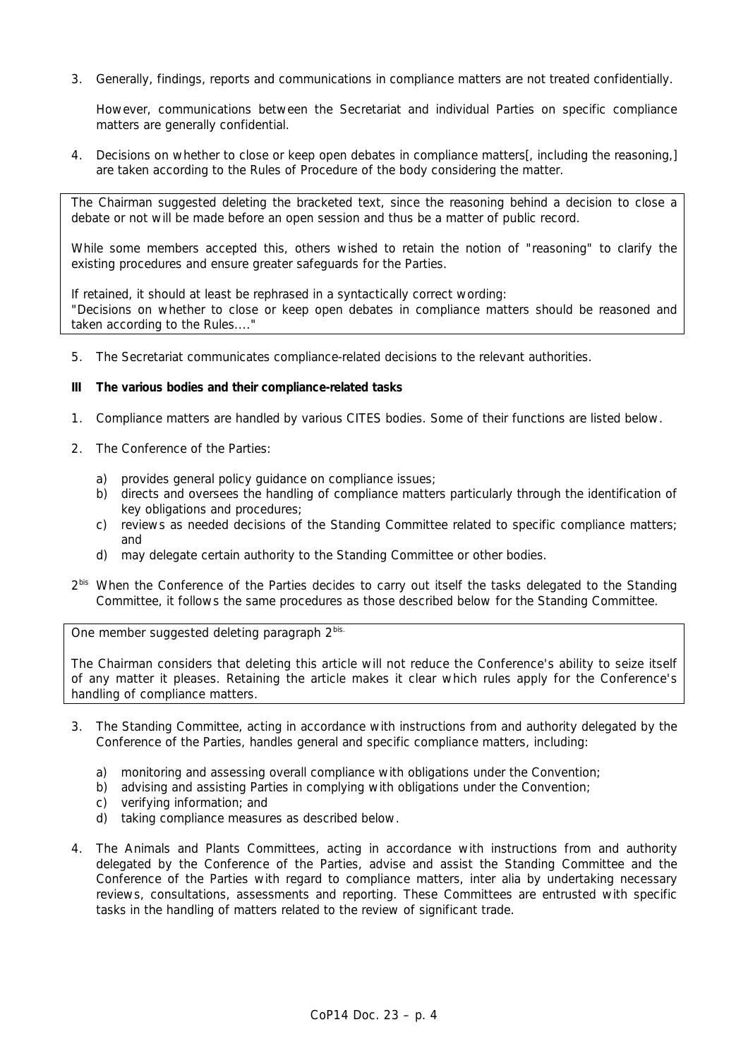3. Generally, findings, reports and communications in compliance matters are not treated confidentially.

   However, communications between the Secretariat and individual Parties on specific compliance matters are generally confidential.

4. Decisions on whether to close or keep open debates in compliance matters[, including the reasoning,] are taken according to the Rules of Procedure of the body considering the matter.

> The Chairman suggested deleting the bracketed text, since the reasoning behind a decision to close a debate or not will be made before an open session and thus be a matter of public record.
>
> While some members accepted this, others wished to retain the notion of "reasoning" to clarify the existing procedures and ensure greater safeguards for the Parties.
>
> If retained, it should at least be rephrased in a syntactically correct wording:
> "Decisions on whether to close or keep open debates in compliance matters should be reasoned and taken according to the Rules...."

5. The Secretariat communicates compliance-related decisions to the relevant authorities.

**III The various bodies and their compliance-related tasks**

1. Compliance matters are handled by various CITES bodies. Some of their functions are listed below.

2. The Conference of the Parties:

   a) provides general policy guidance on compliance issues;
   b) directs and oversees the handling of compliance matters particularly through the identification of key obligations and procedures;
   c) reviews as needed decisions of the Standing Committee related to specific compliance matters; and
   d) may delegate certain authority to the Standing Committee or other bodies.

2[bis] When the Conference of the Parties decides to carry out itself the tasks delegated to the Standing Committee, it follows the same procedures as those described below for the Standing Committee.

> One member suggested deleting paragraph 2[bis].
>
> The Chairman considers that deleting this article will not reduce the Conference's ability to seize itself of any matter it pleases. Retaining the article makes it clear which rules apply for the Conference's handling of compliance matters.

3. The Standing Committee, acting in accordance with instructions from and authority delegated by the Conference of the Parties, handles general and specific compliance matters, including:

   a) monitoring and assessing overall compliance with obligations under the Convention;
   b) advising and assisting Parties in complying with obligations under the Convention;
   c) verifying information; and
   d) taking compliance measures as described below.

4. The Animals and Plants Committees, acting in accordance with instructions from and authority delegated by the Conference of the Parties, advise and assist the Standing Committee and the Conference of the Parties with regard to compliance matters, inter alia by undertaking necessary reviews, consultations, assessments and reporting. These Committees are entrusted with specific tasks in the handling of matters related to the review of significant trade.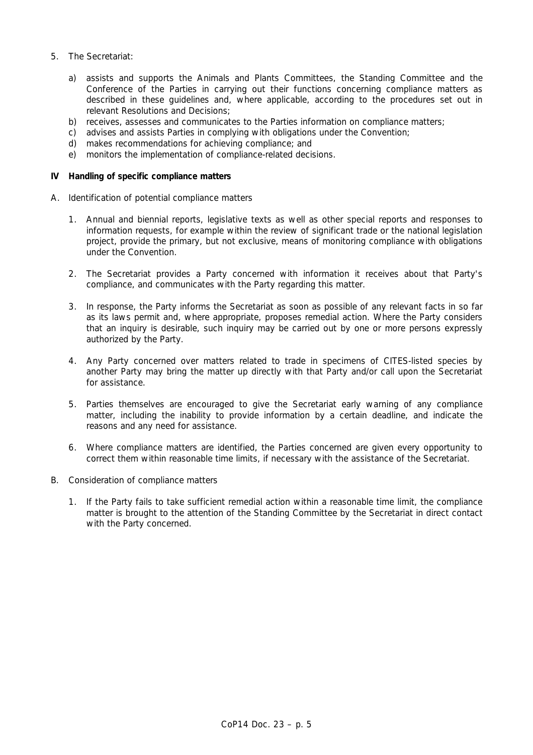5. The Secretariat:

   a) assists and supports the Animals and Plants Committees, the Standing Committee and the Conference of the Parties in carrying out their functions concerning compliance matters as described in these guidelines and, where applicable, according to the procedures set out in relevant Resolutions and Decisions;
   b) receives, assesses and communicates to the Parties information on compliance matters;
   c) advises and assists Parties in complying with obligations under the Convention;
   d) makes recommendations for achieving compliance; and
   e) monitors the implementation of compliance-related decisions.

**IV Handling of specific compliance matters**

A. Identification of potential compliance matters

   1. Annual and biennial reports, legislative texts as well as other special reports and responses to information requests, for example within the review of significant trade or the national legislation project, provide the primary, but not exclusive, means of monitoring compliance with obligations under the Convention.

   2. The Secretariat provides a Party concerned with information it receives about that Party's compliance, and communicates with the Party regarding this matter.

   3. In response, the Party informs the Secretariat as soon as possible of any relevant facts in so far as its laws permit and, where appropriate, proposes remedial action. Where the Party considers that an inquiry is desirable, such inquiry may be carried out by one or more persons expressly authorized by the Party.

   4. Any Party concerned over matters related to trade in specimens of CITES-listed species by another Party may bring the matter up directly with that Party and/or call upon the Secretariat for assistance.

   5. Parties themselves are encouraged to give the Secretariat early warning of any compliance matter, including the inability to provide information by a certain deadline, and indicate the reasons and any need for assistance.

   6. Where compliance matters are identified, the Parties concerned are given every opportunity to correct them within reasonable time limits, if necessary with the assistance of the Secretariat.

B. Consideration of compliance matters

   1. If the Party fails to take sufficient remedial action within a reasonable time limit, the compliance matter is brought to the attention of the Standing Committee by the Secretariat in direct contact with the Party concerned.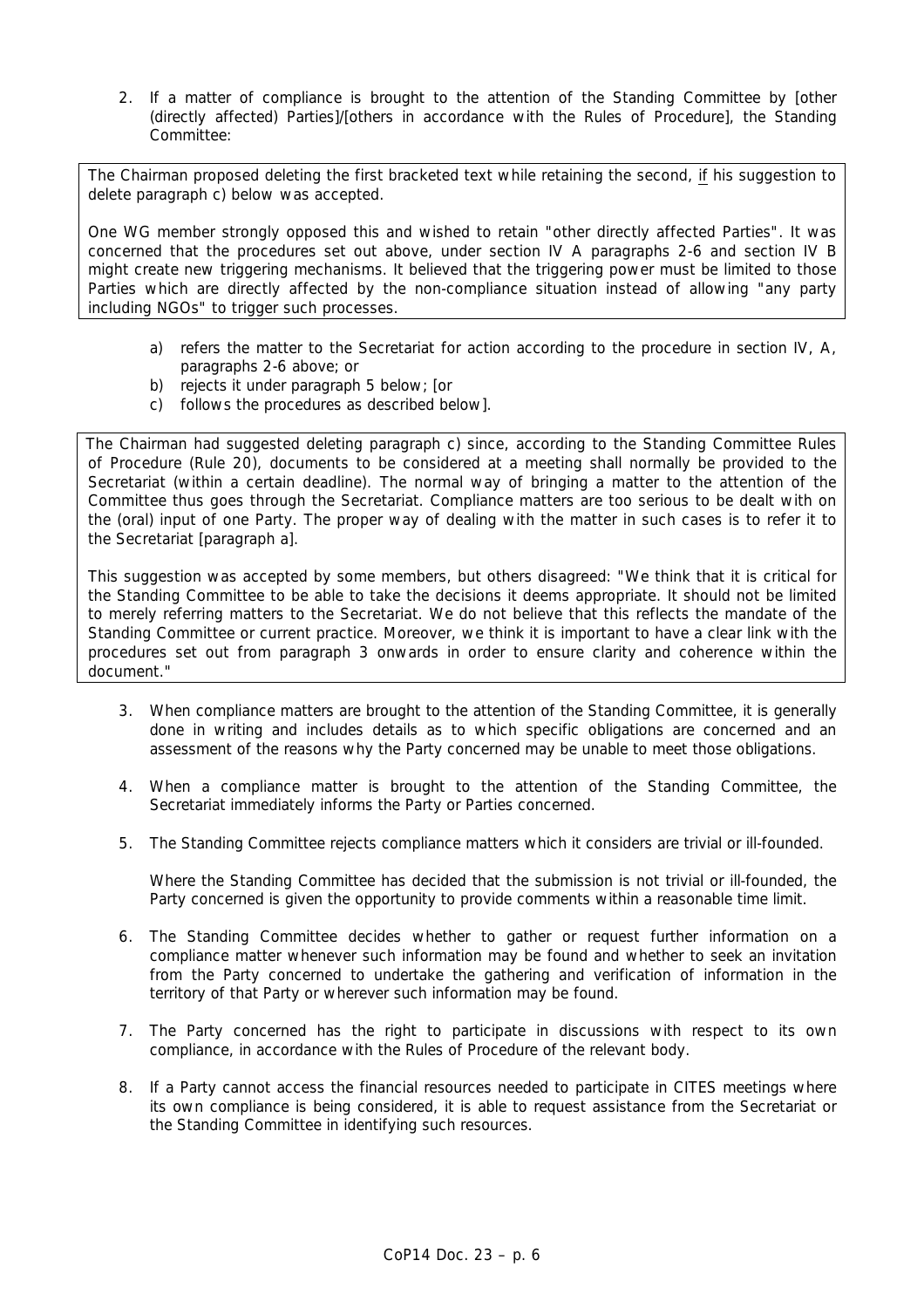2. If a matter of compliance is brought to the attention of the Standing Committee by [other (directly affected) Parties]/[others in accordance with the Rules of Procedure], the Standing Committee:

> The Chairman proposed deleting the first bracketed text while retaining the second, if his suggestion to delete paragraph c) below was accepted.
>
> One WG member strongly opposed this and wished to retain "other directly affected Parties". It was concerned that the procedures set out above, under section IV A paragraphs 2-6 and section IV B might create new triggering mechanisms. It believed that the triggering power must be limited to those Parties which are directly affected by the non-compliance situation instead of allowing "any party including NGOs" to trigger such processes.

a) refers the matter to the Secretariat for action according to the procedure in section IV, A, paragraphs 2-6 above; or
b) rejects it under paragraph 5 below; [or
c) follows the procedures as described below].

> The Chairman had suggested deleting paragraph c) since, according to the Standing Committee Rules of Procedure (Rule 20), documents to be considered at a meeting shall normally be provided to the Secretariat (within a certain deadline). The normal way of bringing a matter to the attention of the Committee thus goes through the Secretariat. Compliance matters are too serious to be dealt with on the (oral) input of one Party. The proper way of dealing with the matter in such cases is to refer it to the Secretariat [paragraph a].
>
> This suggestion was accepted by some members, but others disagreed: "We think that it is critical for the Standing Committee to be able to take the decisions it deems appropriate. It should not be limited to merely referring matters to the Secretariat. We do not believe that this reflects the mandate of the Standing Committee or current practice. Moreover, we think it is important to have a clear link with the procedures set out from paragraph 3 onwards in order to ensure clarity and coherence within the document."

3. When compliance matters are brought to the attention of the Standing Committee, it is generally done in writing and includes details as to which specific obligations are concerned and an assessment of the reasons why the Party concerned may be unable to meet those obligations.

4. When a compliance matter is brought to the attention of the Standing Committee, the Secretariat immediately informs the Party or Parties concerned.

5. The Standing Committee rejects compliance matters which it considers are trivial or ill-founded.

   Where the Standing Committee has decided that the submission is not trivial or ill-founded, the Party concerned is given the opportunity to provide comments within a reasonable time limit.

6. The Standing Committee decides whether to gather or request further information on a compliance matter whenever such information may be found and whether to seek an invitation from the Party concerned to undertake the gathering and verification of information in the territory of that Party or wherever such information may be found.

7. The Party concerned has the right to participate in discussions with respect to its own compliance, in accordance with the Rules of Procedure of the relevant body.

8. If a Party cannot access the financial resources needed to participate in CITES meetings where its own compliance is being considered, it is able to request assistance from the Secretariat or the Standing Committee in identifying such resources.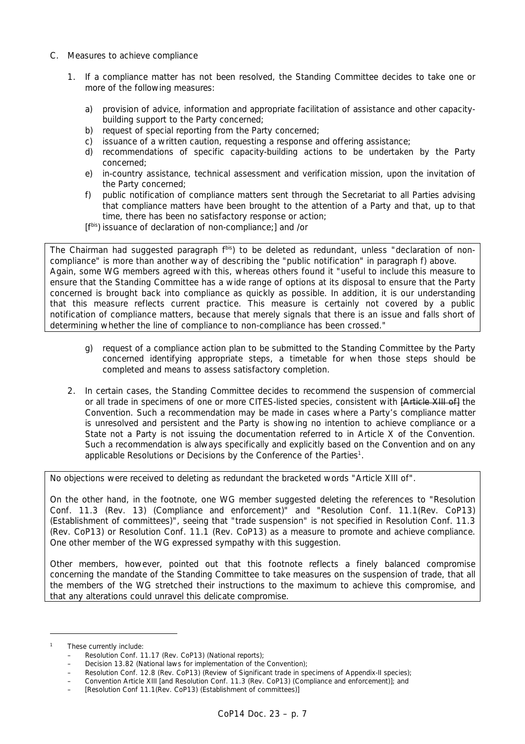C. Measures to achieve compliance

1. If a compliance matter has not been resolved, the Standing Committee decides to take one or more of the following measures:

   a) provision of advice, information and appropriate facilitation of assistance and other capacity-building support to the Party concerned;
   b) request of special reporting from the Party concerned;
   c) issuance of a written caution, requesting a response and offering assistance;
   d) recommendations of specific capacity-building actions to be undertaken by the Party concerned;
   e) in-country assistance, technical assessment and verification mission, upon the invitation of the Party concerned;
   f) public notification of compliance matters sent through the Secretariat to all Parties advising that compliance matters have been brought to the attention of a Party and that, up to that time, there has been no satisfactory response or action;

   [f[bis]) issuance of declaration of non-compliance;] and /or

> The Chairman had suggested paragraph f[bis]) to be deleted as redundant, unless "declaration of non-compliance" is more than another way of describing the "public notification" in paragraph f) above. Again, some WG members agreed with this, whereas others found it "useful to include this measure to ensure that the Standing Committee has a wide range of options at its disposal to ensure that the Party concerned is brought back into compliance as quickly as possible. In addition, it is our understanding that this measure reflects current practice. This measure is certainly not covered by a public notification of compliance matters, because that merely signals that there is an issue and falls short of determining whether the line of compliance to non-compliance has been crossed."

   g) request of a compliance action plan to be submitted to the Standing Committee by the Party concerned identifying appropriate steps, a timetable for when those steps should be completed and means to assess satisfactory completion.

2. In certain cases, the Standing Committee decides to recommend the suspension of commercial or all trade in specimens of one or more CITES-listed species, consistent with ~~[Article XIII of]~~ the Convention. Such a recommendation may be made in cases where a Party's compliance matter is unresolved and persistent and the Party is showing no intention to achieve compliance or a State not a Party is not issuing the documentation referred to in Article X of the Convention. Such a recommendation is always specifically and explicitly based on the Convention and on any applicable Resolutions or Decisions by the Conference of the Parties[1].

> No objections were received to deleting as redundant the bracketed words "Article XIII of".
>
> On the other hand, in the footnote, one WG member suggested deleting the references to "Resolution Conf. 11.3 (Rev. 13) (Compliance and enforcement)" and "Resolution Conf. 11.1(Rev. CoP13) (Establishment of committees)", seeing that "trade suspension" is not specified in Resolution Conf. 11.3 (Rev. CoP13) or Resolution Conf. 11.1 (Rev. CoP13) as a measure to promote and achieve compliance. One other member of the WG expressed sympathy with this suggestion.
>
> Other members, however, pointed out that this footnote reflects a finely balanced compromise concerning the mandate of the Standing Committee to take measures on the suspension of trade, that all the members of the WG stretched their instructions to the maximum to achieve this compromise, and that any alterations could unravel this delicate compromise.

---

[1] These currently include:
- Resolution Conf. 11.17 (Rev. CoP13) (National reports);
- Decision 13.82 (National laws for implementation of the Convention);
- Resolution Conf. 12.8 (Rev. CoP13) (Review of Significant trade in specimens of Appendix-II species);
- Convention Article XIII [and Resolution Conf. 11.3 (Rev. CoP13) (Compliance and enforcement)]; and
- [Resolution Conf 11.1(Rev. CoP13) (Establishment of committees)]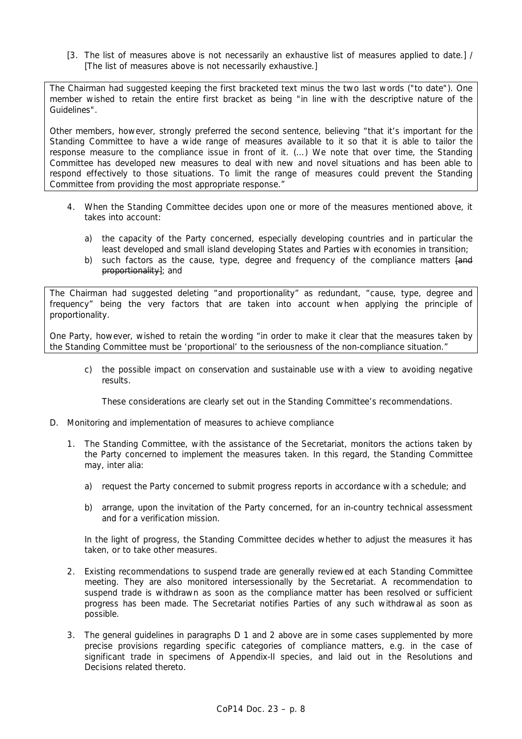[3. The list of measures above is not necessarily an exhaustive list of measures applied to date.] / [The list of measures above is not necessarily exhaustive.]

> The Chairman had suggested keeping the first bracketed text minus the two last words ("to date"). One member wished to retain the entire first bracket as being "in line with the descriptive nature of the Guidelines".
>
> Other members, however, strongly preferred the second sentence, believing "that it's important for the Standing Committee to have a wide range of measures available to it so that it is able to tailor the response measure to the compliance issue in front of it. (...) We note that over time, the Standing Committee has developed new measures to deal with new and novel situations and has been able to respond effectively to those situations. To limit the range of measures could prevent the Standing Committee from providing the most appropriate response."

4. When the Standing Committee decides upon one or more of the measures mentioned above, it takes into account:

   a) the capacity of the Party concerned, especially developing countries and in particular the least developed and small island developing States and Parties with economies in transition;

   b) such factors as the cause, type, degree and frequency of the compliance matters ~~[and proportionality]~~; and

> The Chairman had suggested deleting "and proportionality" as redundant, "cause, type, degree and frequency" being the very factors that are taken into account when applying the principle of proportionality.
>
> One Party, however, wished to retain the wording "in order to make it clear that the measures taken by the Standing Committee must be 'proportional' to the seriousness of the non-compliance situation."

   c) the possible impact on conservation and sustainable use with a view to avoiding negative results.

   These considerations are clearly set out in the Standing Committee's recommendations.

D. Monitoring and implementation of measures to achieve compliance

1. The Standing Committee, with the assistance of the Secretariat, monitors the actions taken by the Party concerned to implement the measures taken. In this regard, the Standing Committee may, inter alia:

   a) request the Party concerned to submit progress reports in accordance with a schedule; and

   b) arrange, upon the invitation of the Party concerned, for an in-country technical assessment and for a verification mission.

   In the light of progress, the Standing Committee decides whether to adjust the measures it has taken, or to take other measures.

2. Existing recommendations to suspend trade are generally reviewed at each Standing Committee meeting. They are also monitored intersessionally by the Secretariat. A recommendation to suspend trade is withdrawn as soon as the compliance matter has been resolved or sufficient progress has been made. The Secretariat notifies Parties of any such withdrawal as soon as possible.

3. The general guidelines in paragraphs D 1 and 2 above are in some cases supplemented by more precise provisions regarding specific categories of compliance matters, e.g. in the case of significant trade in specimens of Appendix-II species, and laid out in the Resolutions and Decisions related thereto.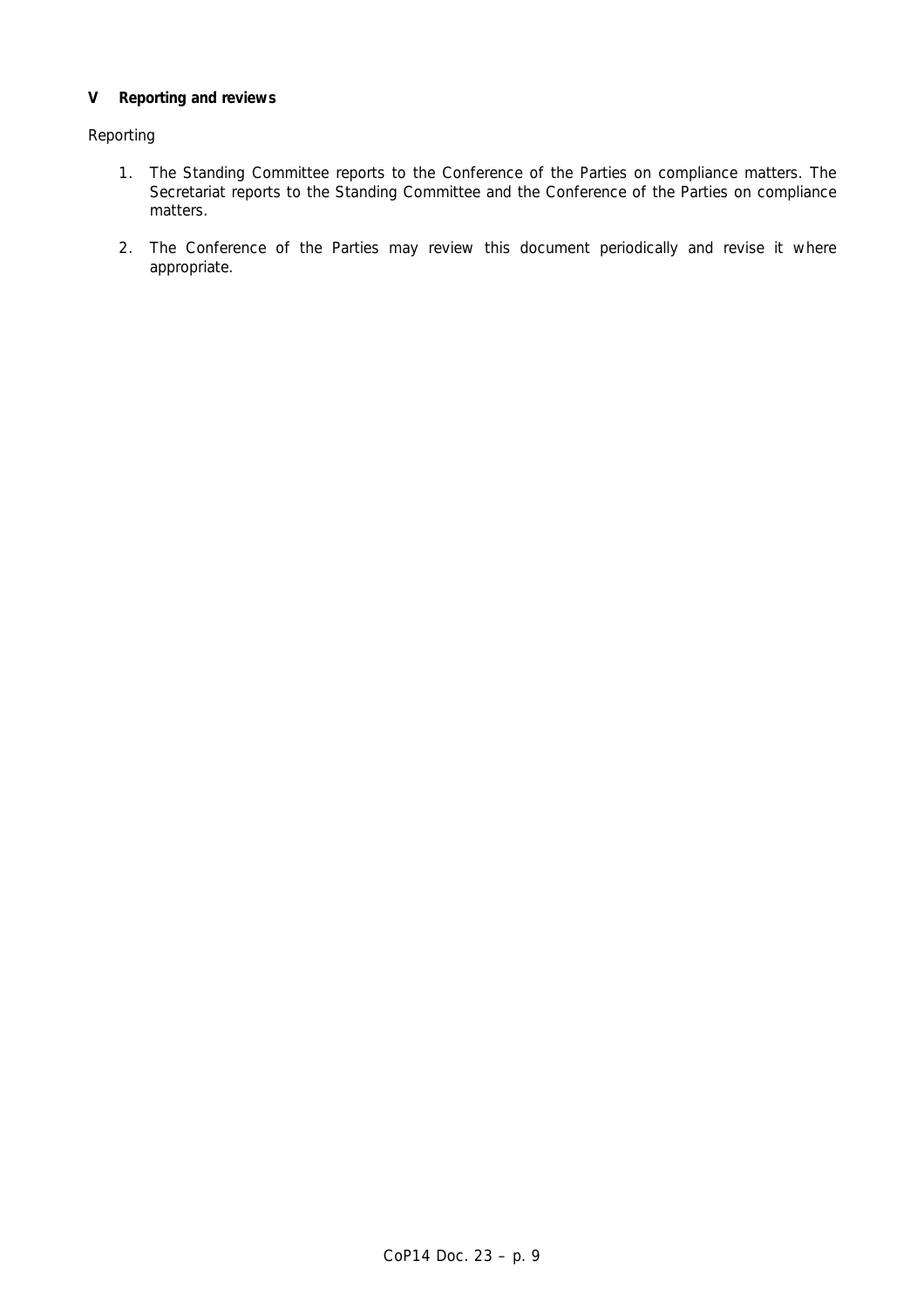## V Reporting and reviews

Reporting

1. The Standing Committee reports to the Conference of the Parties on compliance matters. The Secretariat reports to the Standing Committee and the Conference of the Parties on compliance matters.

2. The Conference of the Parties may review this document periodically and revise it where appropriate.